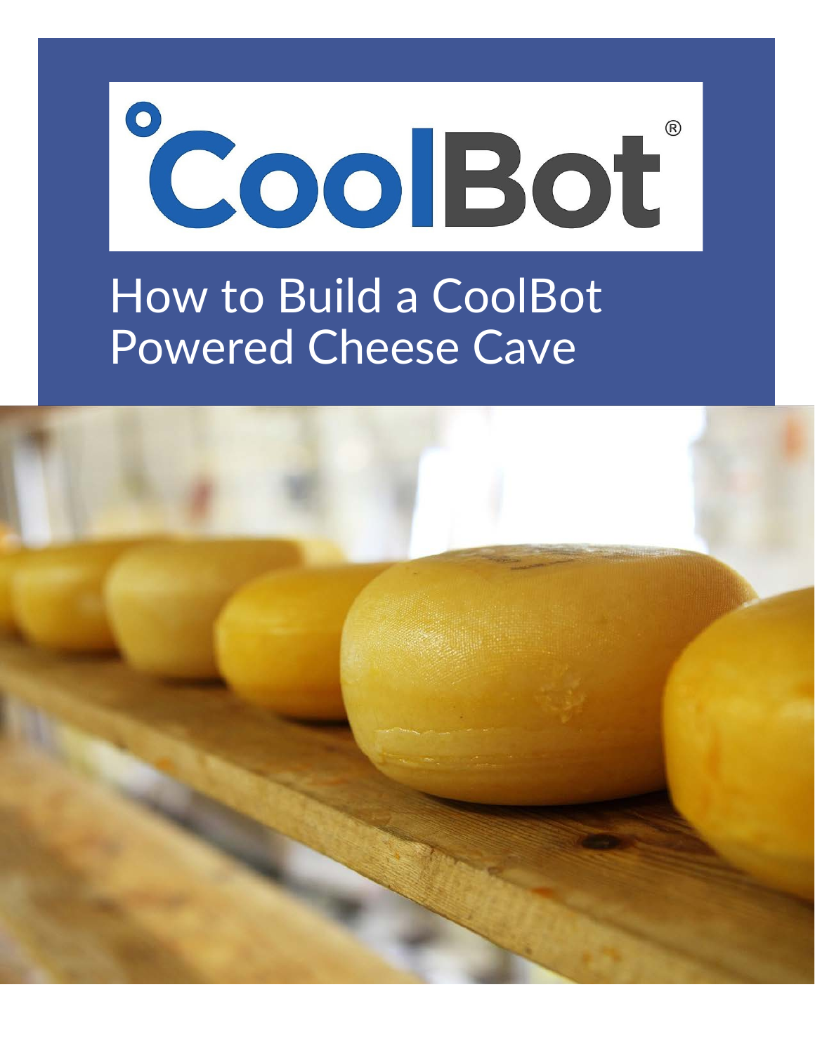CoolBot®

# How to Build a CoolBot Powered Cheese Cave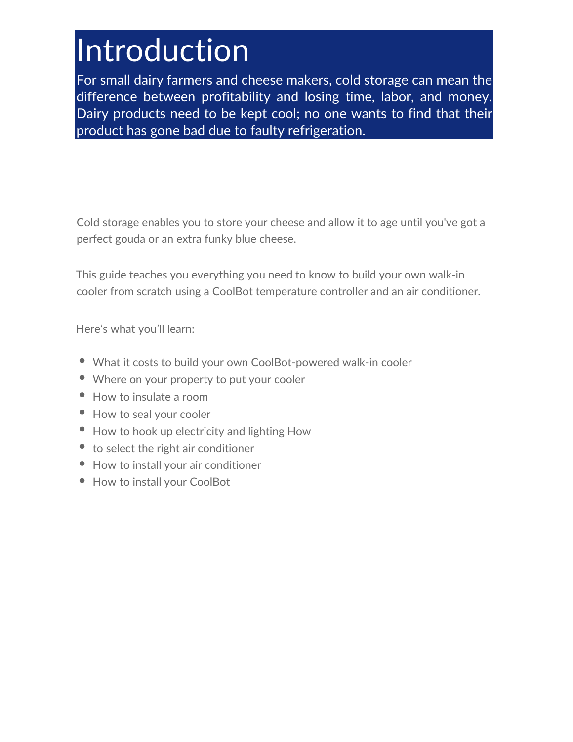# Introduction

For small dairy farmers and cheese makers, cold storage can mean the difference between profitability and losing time, labor, and money. Dairy products need to be kept cool; no one wants to find that their product has gone bad due to faulty refrigeration.

Cold storage enables you to store your cheese and allow it to age until you've got a perfect gouda or an extra funky blue cheese.

This guide teaches you everything you need to know to build your own walk-in cooler from scratch using a CoolBot temperature controller and an air conditioner.

Here's what you'll learn:

- What it costs to build your own CoolBot-powered walk-in cooler
- Where on your property to put your cooler
- How to insulate a room
- How to seal your cooler
- How to hook up electricity and lighting How
- to select the right air conditioner
- How to install your air conditioner
- How to install your CoolBot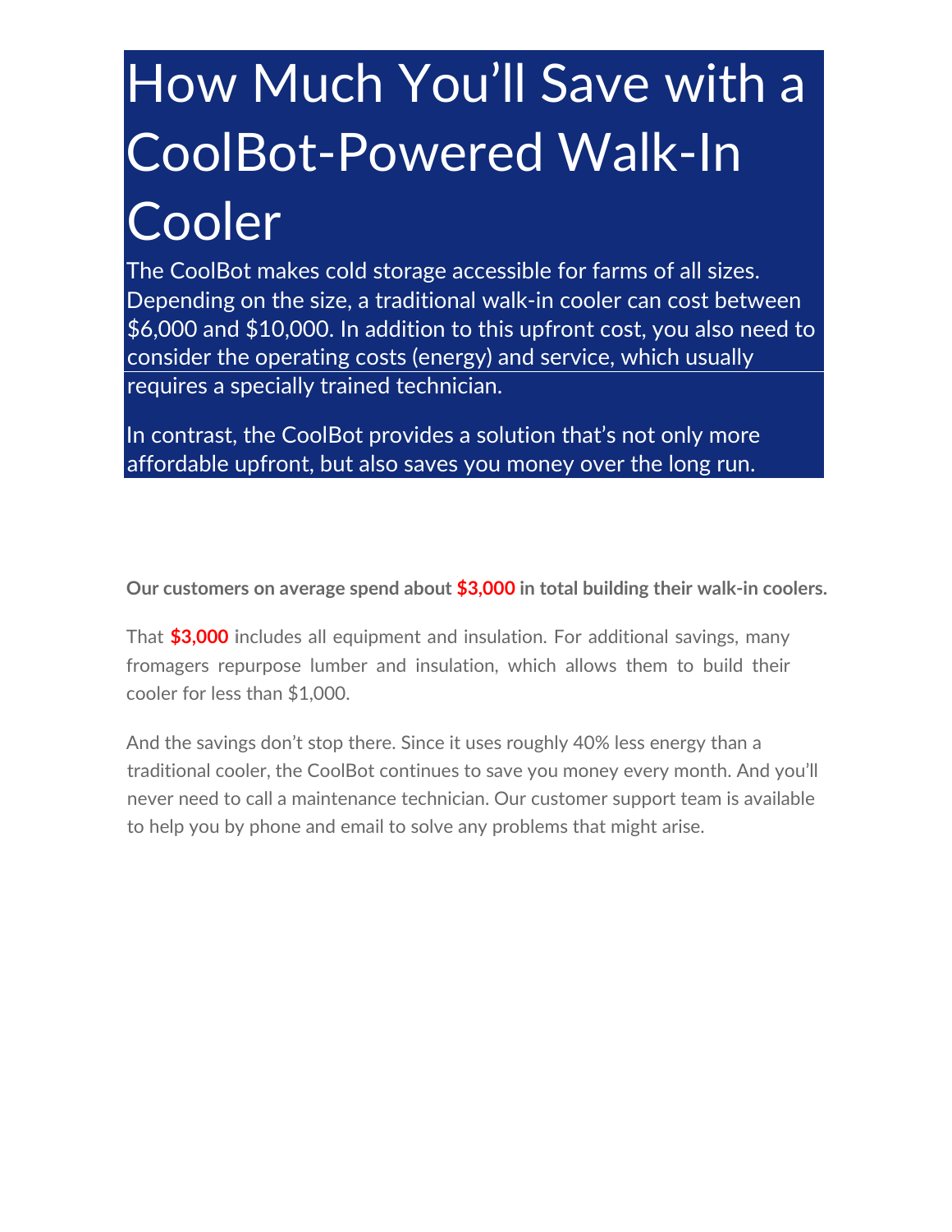# How Much You'll Save with a CoolBot-Powered Walk-In Cooler

The CoolBot makes cold storage accessible for farms of all sizes. Depending on the size, a traditional walk-in cooler can cost between $6,000 and $10,000. In addition to this upfront cost, you also need to consider the operating costs (energy) and service, which usually requires a specially trained technician.

In contrast, the CoolBot provides a solution that's not only more affordable upfront, but also saves you money over the long run.

**Our customers on average spend about $3,000 in total building their walk-in coolers.**

That **$3,000** includes all equipment and insulation. For additional savings, many fromagers repurpose lumber and insulation, which allows them to build their cooler for less than $1,000.

And the savings don't stop there. Since it uses roughly 40% less energy than a traditional cooler, the CoolBot continues to save you money every month. And you'll never need to call a maintenance technician. Our customer support team is available to help you by phone and email to solve any problems that might arise.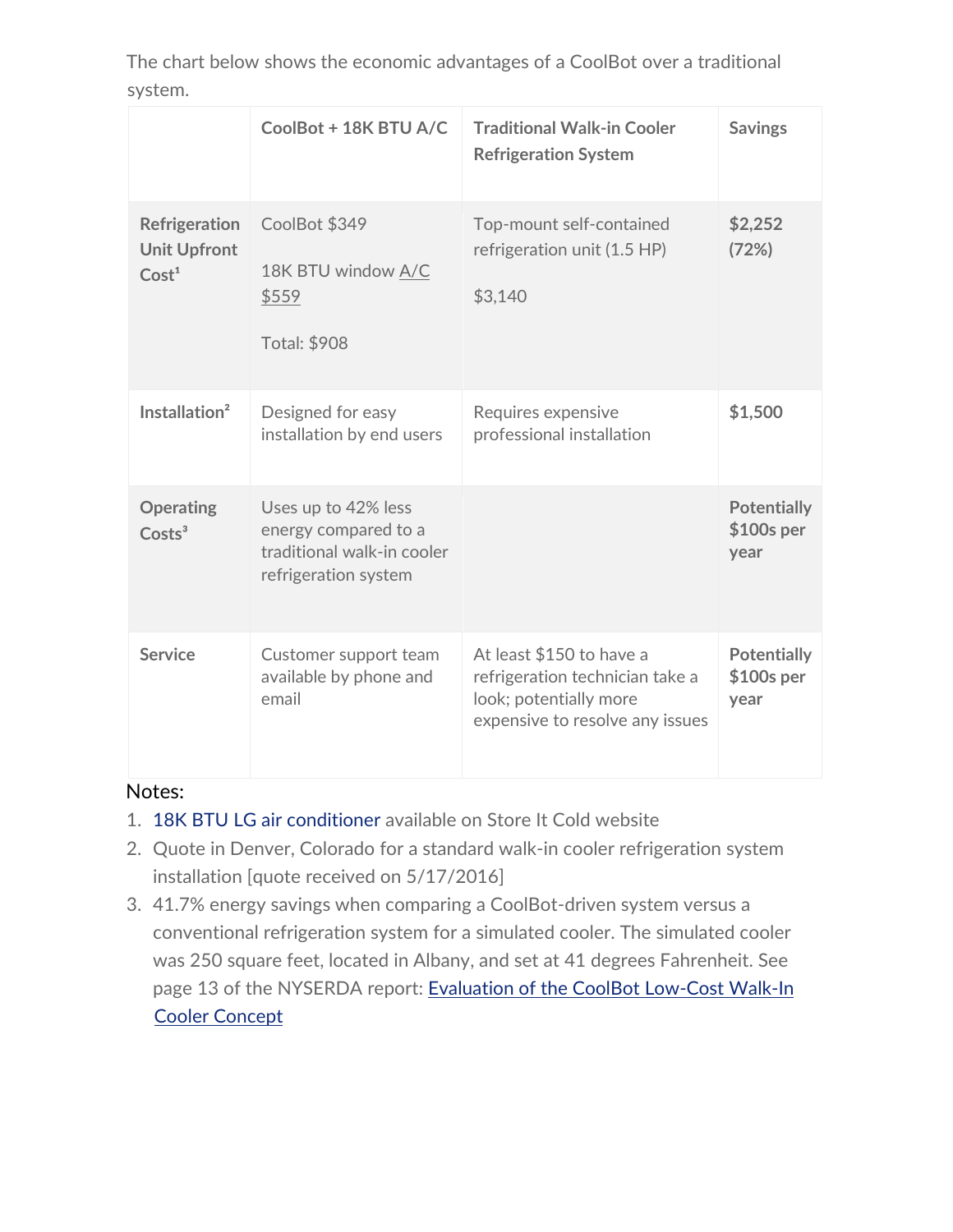The chart below shows the economic advantages of a CoolBot over a traditional system.

| | CoolBot + 18K BTU A/C | Traditional Walk-in Cooler Refrigeration System | Savings |
|---|---|---|---|
| **Refrigeration Unit Upfront Cost[1]** | CoolBot $349<br><br>18K BTU window A/C $559<br><br>Total: $908 | Top-mount self-contained refrigeration unit (1.5 HP)<br><br>$3,140 | **$2,252 (72%)** |
| **Installation[2]** | Designed for easy installation by end users | Requires expensive professional installation | **$1,500** |
| **Operating Costs[3]** | Uses up to 42% less energy compared to a traditional walk-in cooler refrigeration system | | **Potentially $100s per year** |
| **Service** | Customer support team available by phone and email | At least $150 to have a refrigeration technician take a look; potentially more expensive to resolve any issues | **Potentially $100s per year** |

Notes:

1. 18K BTU LG air conditioner available on Store It Cold website
2. Quote in Denver, Colorado for a standard walk-in cooler refrigeration system installation [quote received on 5/17/2016]
3. 41.7% energy savings when comparing a CoolBot-driven system versus a conventional refrigeration system for a simulated cooler. The simulated cooler was 250 square feet, located in Albany, and set at 41 degrees Fahrenheit. See page 13 of the NYSERDA report: Evaluation of the CoolBot Low-Cost Walk-In Cooler Concept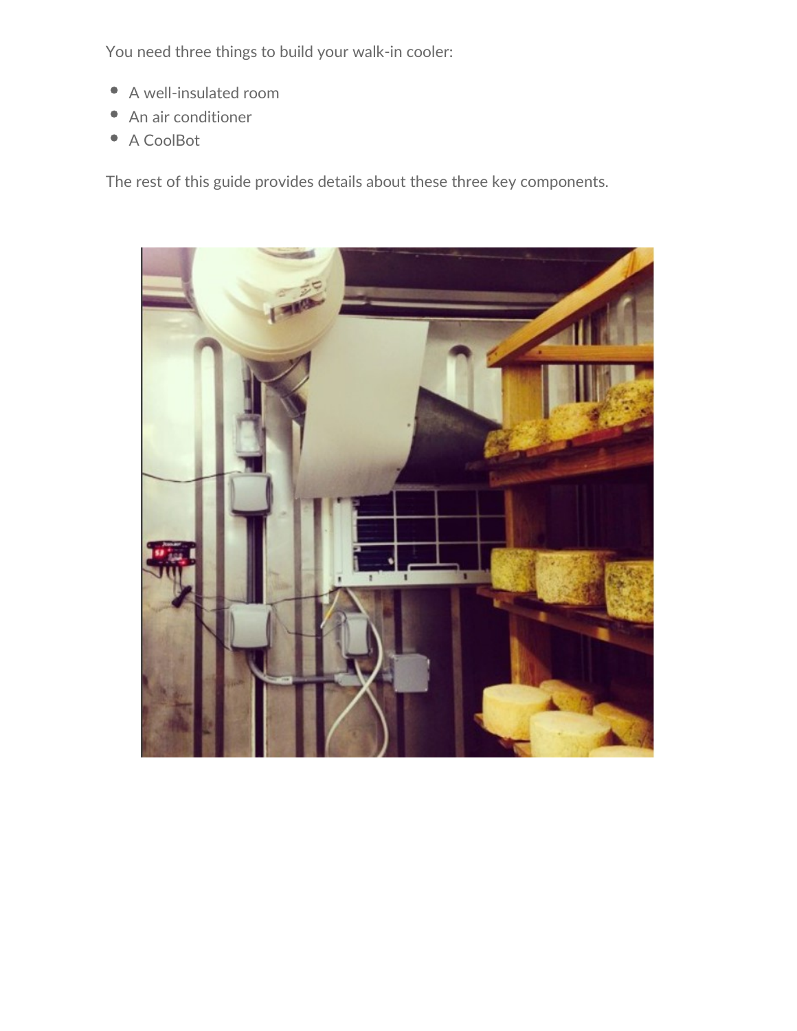You need three things to build your walk-in cooler:

- A well-insulated room
- An air conditioner
- A CoolBot

The rest of this guide provides details about these three key components.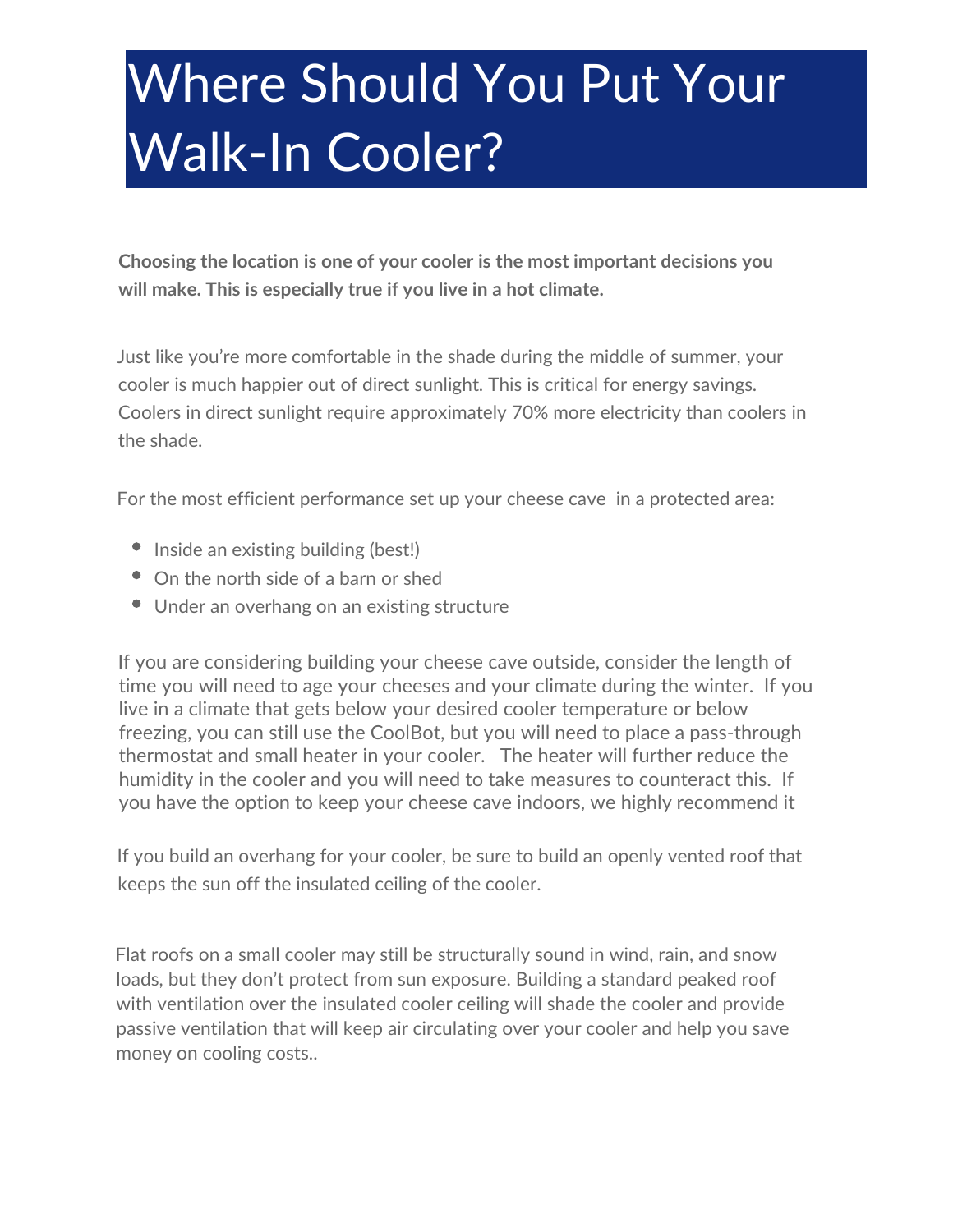# Where Should You Put Your Walk-In Cooler?

**Choosing the location is one of your cooler is the most important decisions you will make. This is especially true if you live in a hot climate.**

Just like you're more comfortable in the shade during the middle of summer, your cooler is much happier out of direct sunlight. This is critical for energy savings. Coolers in direct sunlight require approximately 70% more electricity than coolers in the shade.

For the most efficient performance set up your cheese cave in a protected area:

- Inside an existing building (best!)
- On the north side of a barn or shed
- Under an overhang on an existing structure

If you are considering building your cheese cave outside, consider the length of time you will need to age your cheeses and your climate during the winter. If you live in a climate that gets below your desired cooler temperature or below freezing, you can still use the CoolBot, but you will need to place a pass-through thermostat and small heater in your cooler. The heater will further reduce the humidity in the cooler and you will need to take measures to counteract this. If you have the option to keep your cheese cave indoors, we highly recommend it

If you build an overhang for your cooler, be sure to build an openly vented roof that keeps the sun off the insulated ceiling of the cooler.

Flat roofs on a small cooler may still be structurally sound in wind, rain, and snow loads, but they don't protect from sun exposure. Building a standard peaked roof with ventilation over the insulated cooler ceiling will shade the cooler and provide passive ventilation that will keep air circulating over your cooler and help you save money on cooling costs..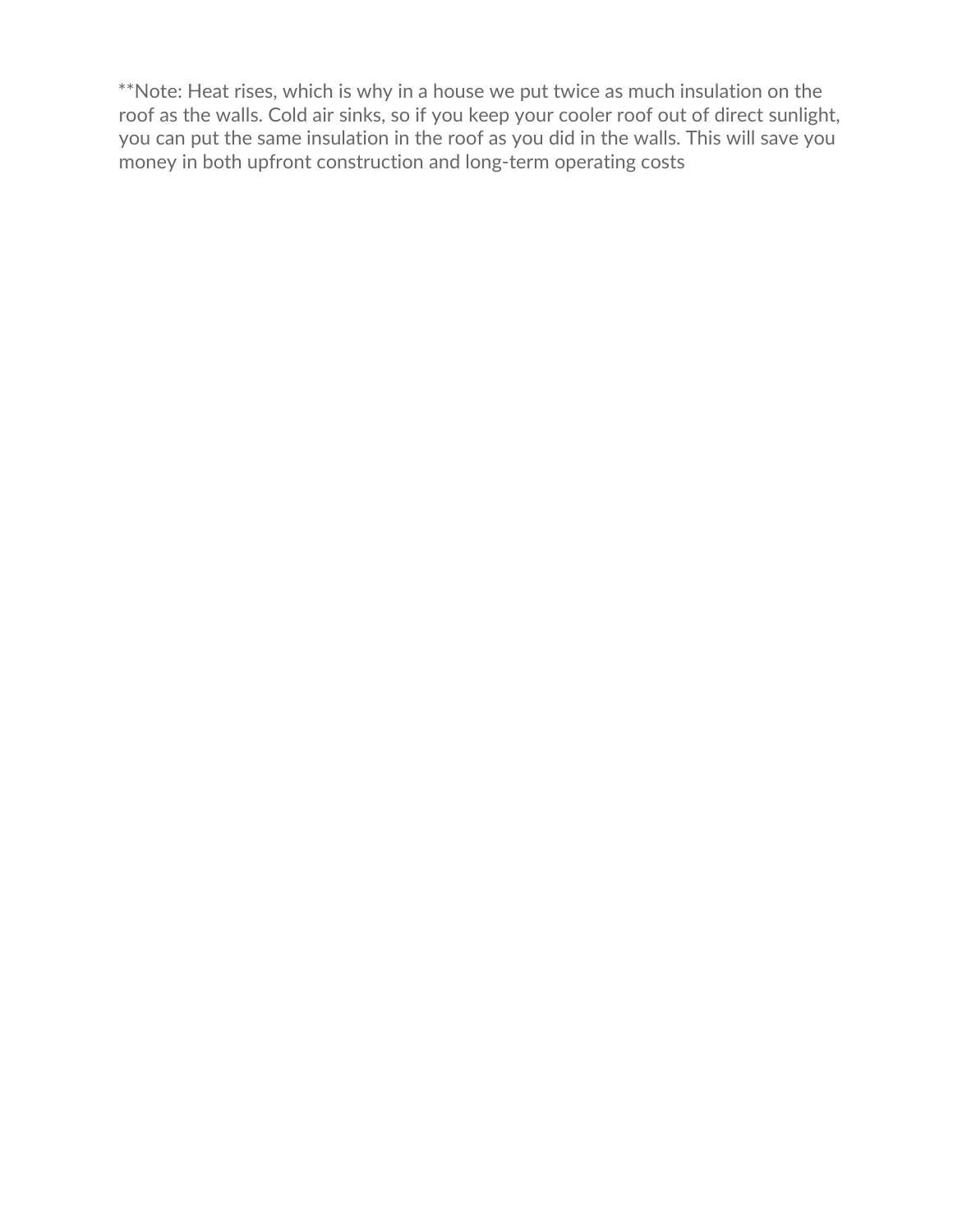**Note: Heat rises, which is why in a house we put twice as much insulation on the roof as the walls. Cold air sinks, so if you keep your cooler roof out of direct sunlight, you can put the same insulation in the roof as you did in the walls. This will save you money in both upfront construction and long-term operating costs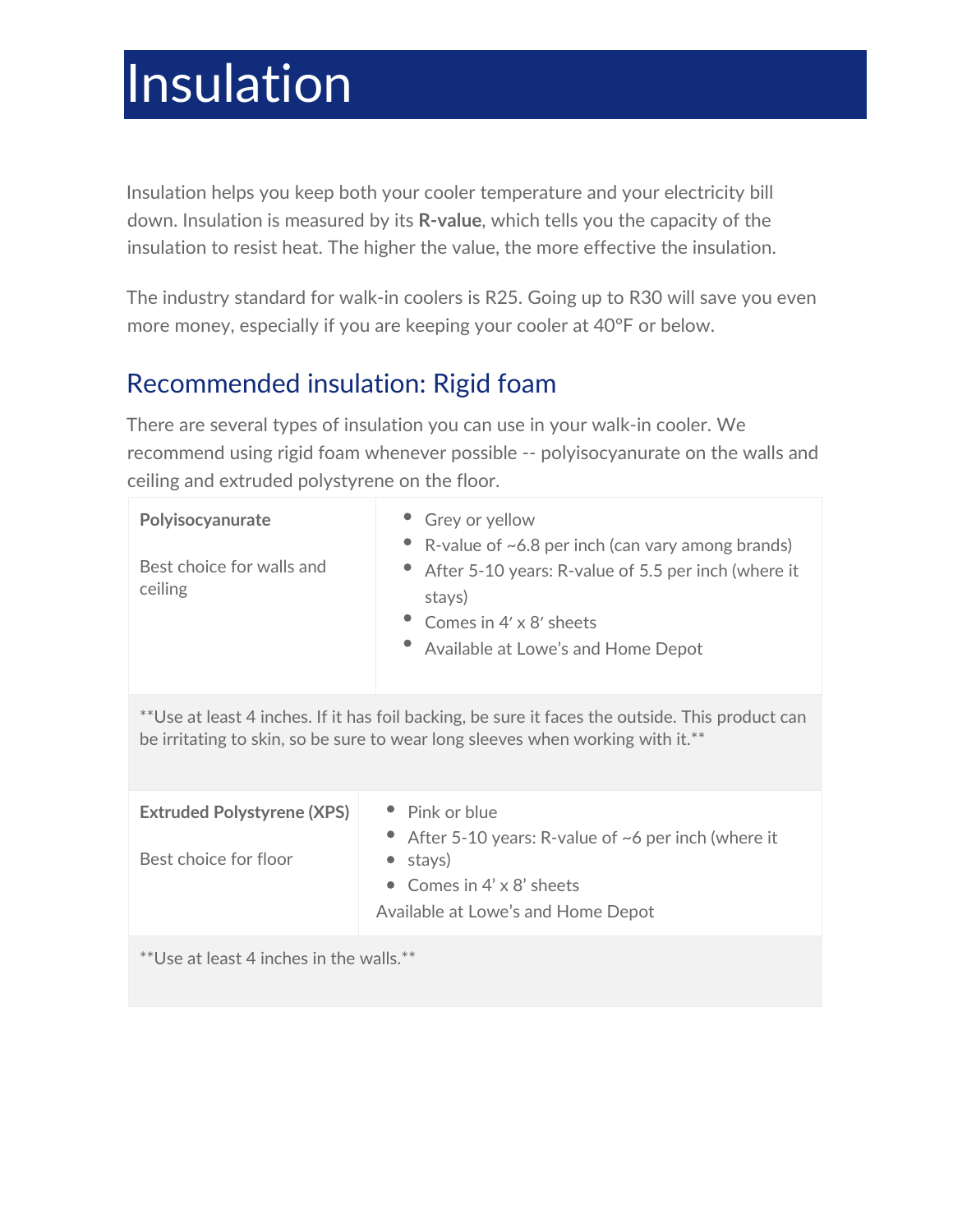# Insulation

Insulation helps you keep both your cooler temperature and your electricity bill down. Insulation is measured by its **R-value**, which tells you the capacity of the insulation to resist heat. The higher the value, the more effective the insulation.

The industry standard for walk-in coolers is R25. Going up to R30 will save you even more money, especially if you are keeping your cooler at 40°F or below.

## Recommended insulation: Rigid foam

There are several types of insulation you can use in your walk-in cooler. We recommend using rigid foam whenever possible -- polyisocyanurate on the walls and ceiling and extruded polystyrene on the floor.

| **Polyisocyanurate**<br><br>Best choice for walls and ceiling | • Grey or yellow<br>• R-value of ~6.8 per inch (can vary among brands)<br>• After 5-10 years: R-value of 5.5 per inch (where it stays)<br>• Comes in 4′ x 8′ sheets<br>• Available at Lowe's and Home Depot |
|---|---|
| **Use at least 4 inches. If it has foil backing, be sure it faces the outside. This product can be irritating to skin, so be sure to wear long sleeves when working with it.** | |
| **Extruded Polystyrene (XPS)**<br><br>Best choice for floor | • Pink or blue<br>• After 5-10 years: R-value of ~6 per inch (where it stays)<br>• Comes in 4' x 8' sheets<br>Available at Lowe's and Home Depot |
| **Use at least 4 inches in the walls.** | |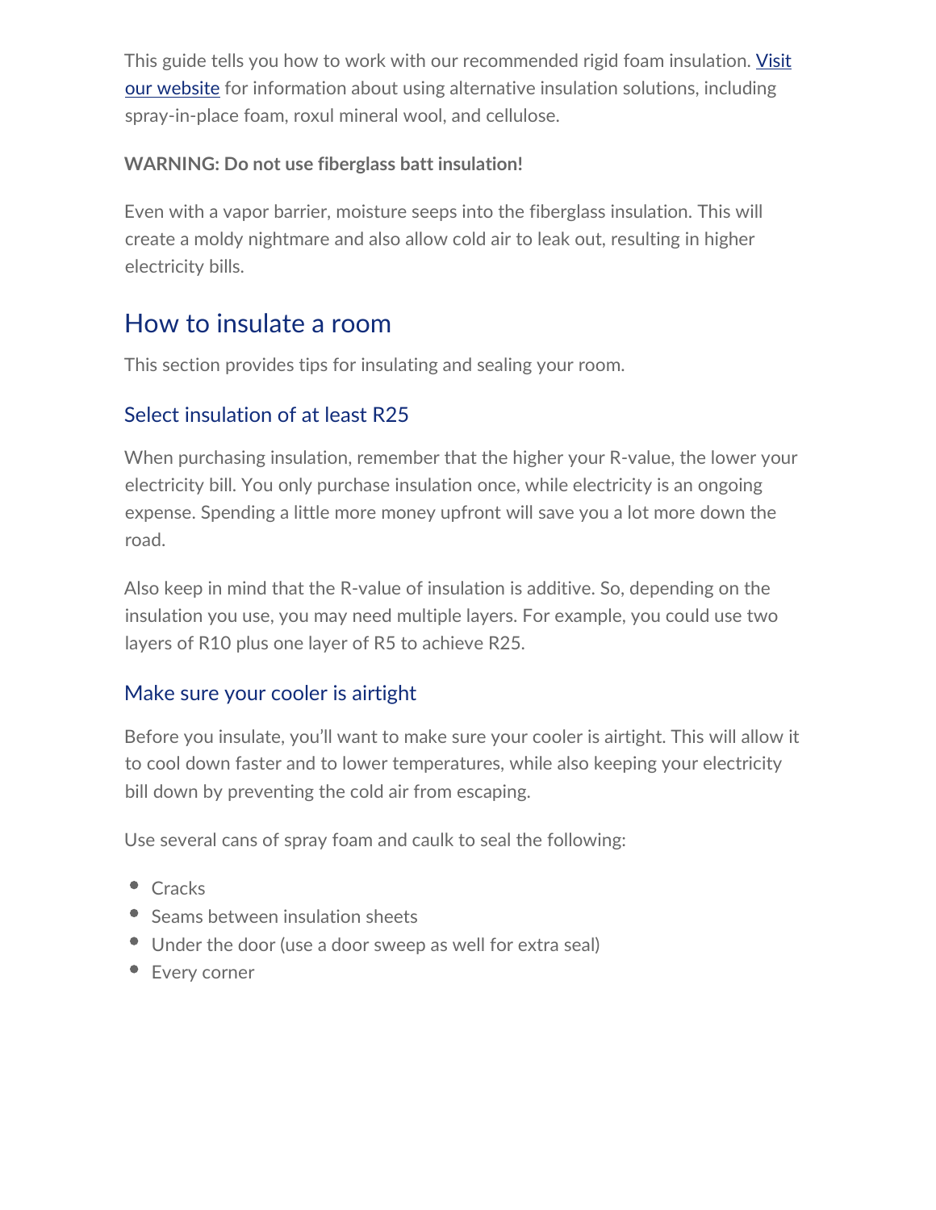This guide tells you how to work with our recommended rigid foam insulation. [Visit our website](#) for information about using alternative insulation solutions, including spray-in-place foam, roxul mineral wool, and cellulose.

**WARNING: Do not use fiberglass batt insulation!**

Even with a vapor barrier, moisture seeps into the fiberglass insulation. This will create a moldy nightmare and also allow cold air to leak out, resulting in higher electricity bills.

## How to insulate a room

This section provides tips for insulating and sealing your room.

### Select insulation of at least R25

When purchasing insulation, remember that the higher your R-value, the lower your electricity bill. You only purchase insulation once, while electricity is an ongoing expense. Spending a little more money upfront will save you a lot more down the road.

Also keep in mind that the R-value of insulation is additive. So, depending on the insulation you use, you may need multiple layers. For example, you could use two layers of R10 plus one layer of R5 to achieve R25.

### Make sure your cooler is airtight

Before you insulate, you'll want to make sure your cooler is airtight. This will allow it to cool down faster and to lower temperatures, while also keeping your electricity bill down by preventing the cold air from escaping.

Use several cans of spray foam and caulk to seal the following:

- Cracks
- Seams between insulation sheets
- Under the door (use a door sweep as well for extra seal)
- Every corner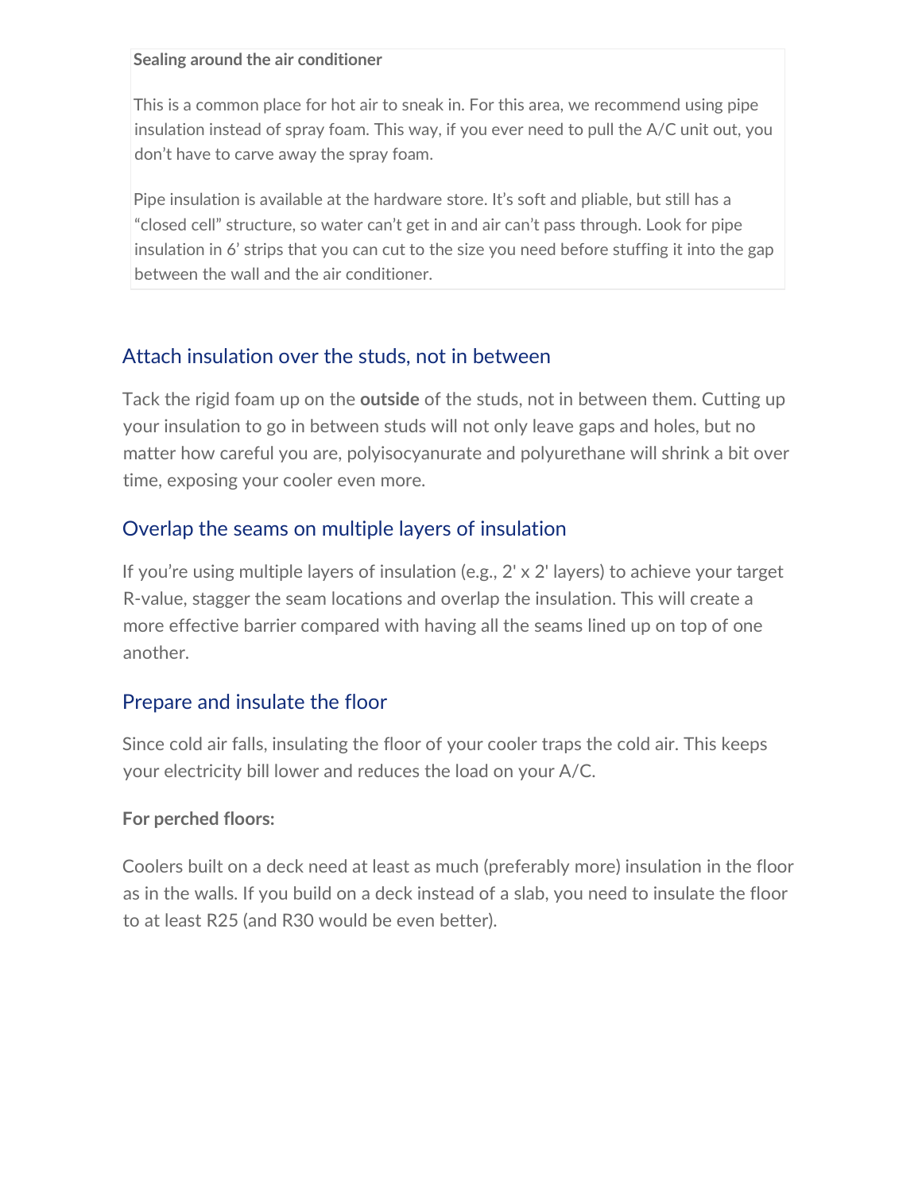**Sealing around the air conditioner**

This is a common place for hot air to sneak in. For this area, we recommend using pipe insulation instead of spray foam. This way, if you ever need to pull the A/C unit out, you don't have to carve away the spray foam.

Pipe insulation is available at the hardware store. It's soft and pliable, but still has a "closed cell" structure, so water can't get in and air can't pass through. Look for pipe insulation in 6' strips that you can cut to the size you need before stuffing it into the gap between the wall and the air conditioner.

## Attach insulation over the studs, not in between

Tack the rigid foam up on the **outside** of the studs, not in between them. Cutting up your insulation to go in between studs will not only leave gaps and holes, but no matter how careful you are, polyisocyanurate and polyurethane will shrink a bit over time, exposing your cooler even more.

## Overlap the seams on multiple layers of insulation

If you're using multiple layers of insulation (e.g., 2' x 2' layers) to achieve your target R-value, stagger the seam locations and overlap the insulation. This will create a more effective barrier compared with having all the seams lined up on top of one another.

## Prepare and insulate the floor

Since cold air falls, insulating the floor of your cooler traps the cold air. This keeps your electricity bill lower and reduces the load on your A/C.

**For perched floors:**

Coolers built on a deck need at least as much (preferably more) insulation in the floor as in the walls. If you build on a deck instead of a slab, you need to insulate the floor to at least R25 (and R30 would be even better).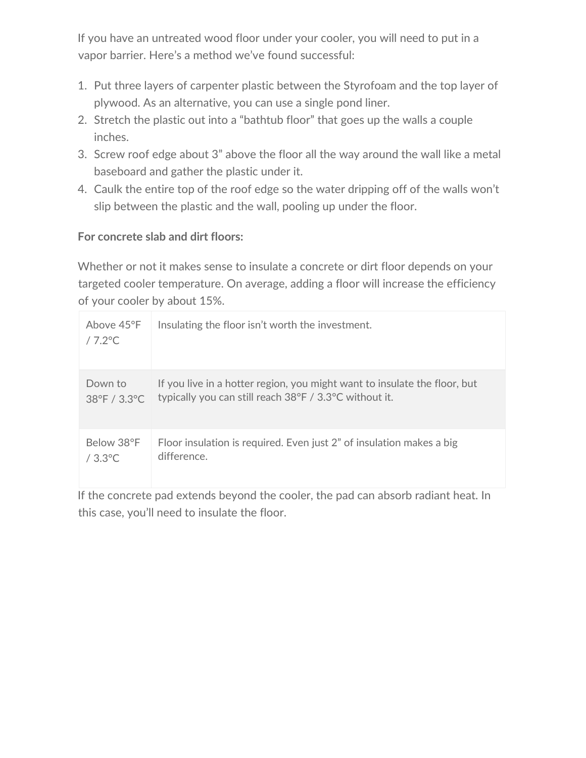If you have an untreated wood floor under your cooler, you will need to put in a vapor barrier. Here's a method we've found successful:

1. Put three layers of carpenter plastic between the Styrofoam and the top layer of plywood. As an alternative, you can use a single pond liner.
2. Stretch the plastic out into a "bathtub floor" that goes up the walls a couple inches.
3. Screw roof edge about 3" above the floor all the way around the wall like a metal baseboard and gather the plastic under it.
4. Caulk the entire top of the roof edge so the water dripping off of the walls won't slip between the plastic and the wall, pooling up under the floor.

**For concrete slab and dirt floors:**

Whether or not it makes sense to insulate a concrete or dirt floor depends on your targeted cooler temperature. On average, adding a floor will increase the efficiency of your cooler by about 15%.

| | |
|---|---|
| Above 45°F / 7.2°C | Insulating the floor isn't worth the investment. |
| Down to 38°F / 3.3°C | If you live in a hotter region, you might want to insulate the floor, but typically you can still reach 38°F / 3.3°C without it. |
| Below 38°F / 3.3°C | Floor insulation is required. Even just 2" of insulation makes a big difference. |

If the concrete pad extends beyond the cooler, the pad can absorb radiant heat. In this case, you'll need to insulate the floor.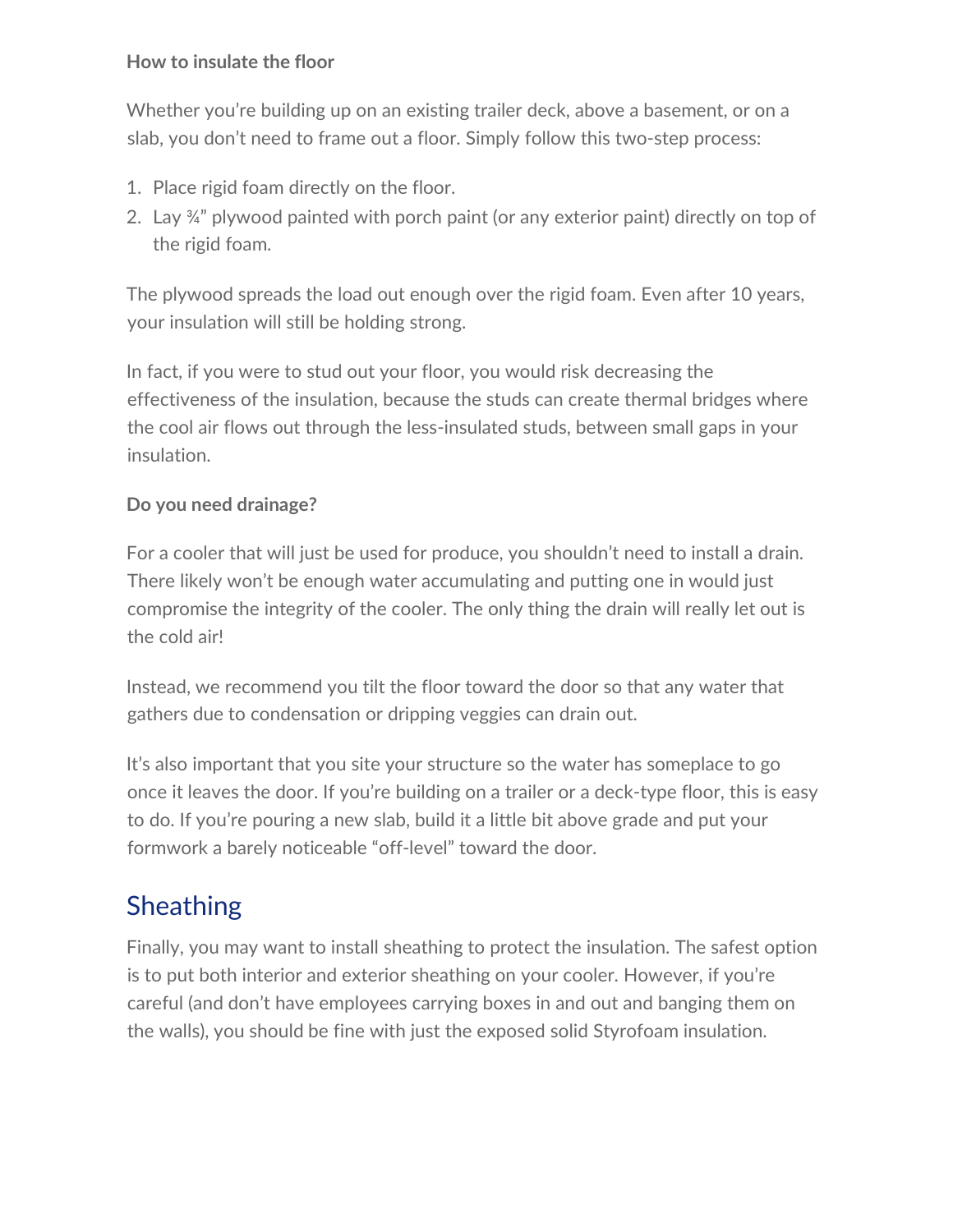**How to insulate the floor**

Whether you're building up on an existing trailer deck, above a basement, or on a slab, you don't need to frame out a floor. Simply follow this two-step process:

1. Place rigid foam directly on the floor.
2. Lay ¾" plywood painted with porch paint (or any exterior paint) directly on top of the rigid foam.

The plywood spreads the load out enough over the rigid foam. Even after 10 years, your insulation will still be holding strong.

In fact, if you were to stud out your floor, you would risk decreasing the effectiveness of the insulation, because the studs can create thermal bridges where the cool air flows out through the less-insulated studs, between small gaps in your insulation.

**Do you need drainage?**

For a cooler that will just be used for produce, you shouldn't need to install a drain. There likely won't be enough water accumulating and putting one in would just compromise the integrity of the cooler. The only thing the drain will really let out is the cold air!

Instead, we recommend you tilt the floor toward the door so that any water that gathers due to condensation or dripping veggies can drain out.

It's also important that you site your structure so the water has someplace to go once it leaves the door. If you're building on a trailer or a deck-type floor, this is easy to do. If you're pouring a new slab, build it a little bit above grade and put your formwork a barely noticeable "off-level" toward the door.

## Sheathing

Finally, you may want to install sheathing to protect the insulation. The safest option is to put both interior and exterior sheathing on your cooler. However, if you're careful (and don't have employees carrying boxes in and out and banging them on the walls), you should be fine with just the exposed solid Styrofoam insulation.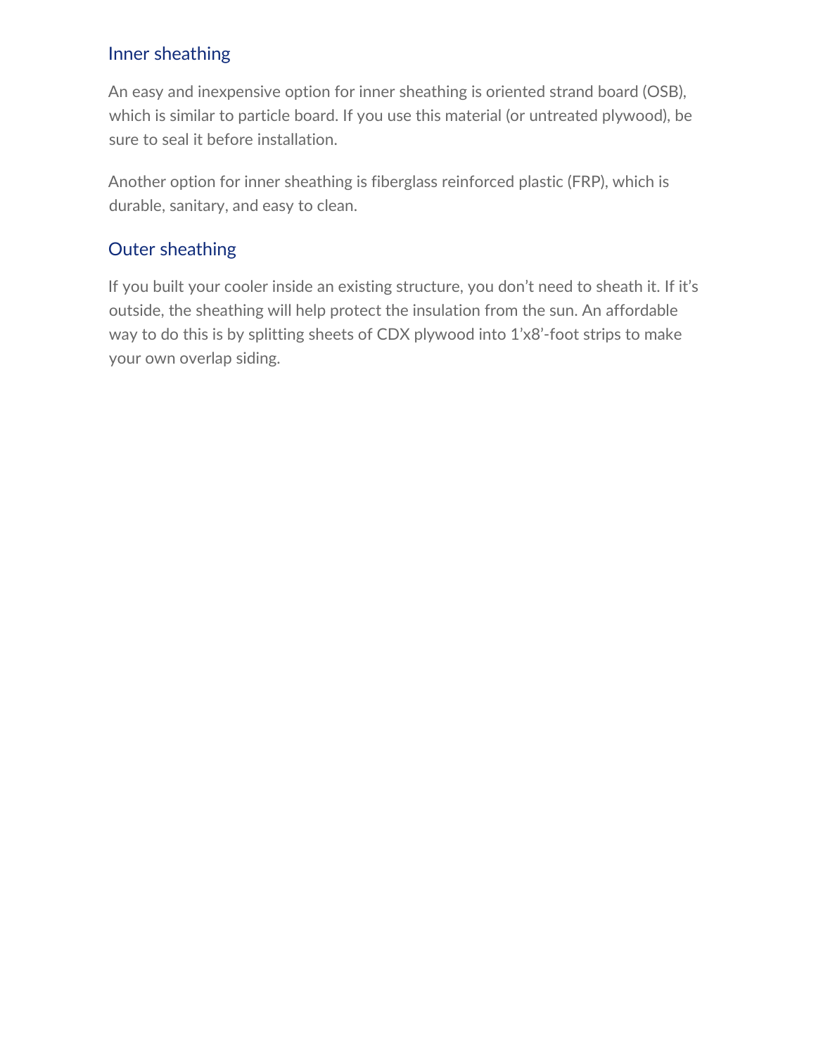### Inner sheathing

An easy and inexpensive option for inner sheathing is oriented strand board (OSB), which is similar to particle board. If you use this material (or untreated plywood), be sure to seal it before installation.

Another option for inner sheathing is fiberglass reinforced plastic (FRP), which is durable, sanitary, and easy to clean.

### Outer sheathing

If you built your cooler inside an existing structure, you don't need to sheath it. If it's outside, the sheathing will help protect the insulation from the sun. An affordable way to do this is by splitting sheets of CDX plywood into 1'x8'-foot strips to make your own overlap siding.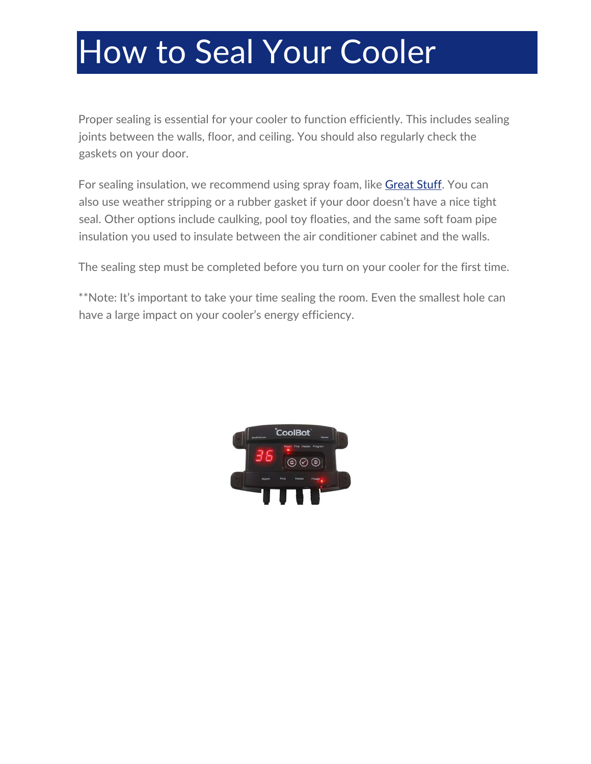# How to Seal Your Cooler

Proper sealing is essential for your cooler to function efficiently. This includes sealing joints between the walls, floor, and ceiling. You should also regularly check the gaskets on your door.

For sealing insulation, we recommend using spray foam, like Great Stuff. You can also use weather stripping or a rubber gasket if your door doesn't have a nice tight seal. Other options include caulking, pool toy floaties, and the same soft foam pipe insulation you used to insulate between the air conditioner cabinet and the walls.

The sealing step must be completed before you turn on your cooler for the first time.

**Note: It's important to take your time sealing the room. Even the smallest hole can have a large impact on your cooler's energy efficiency.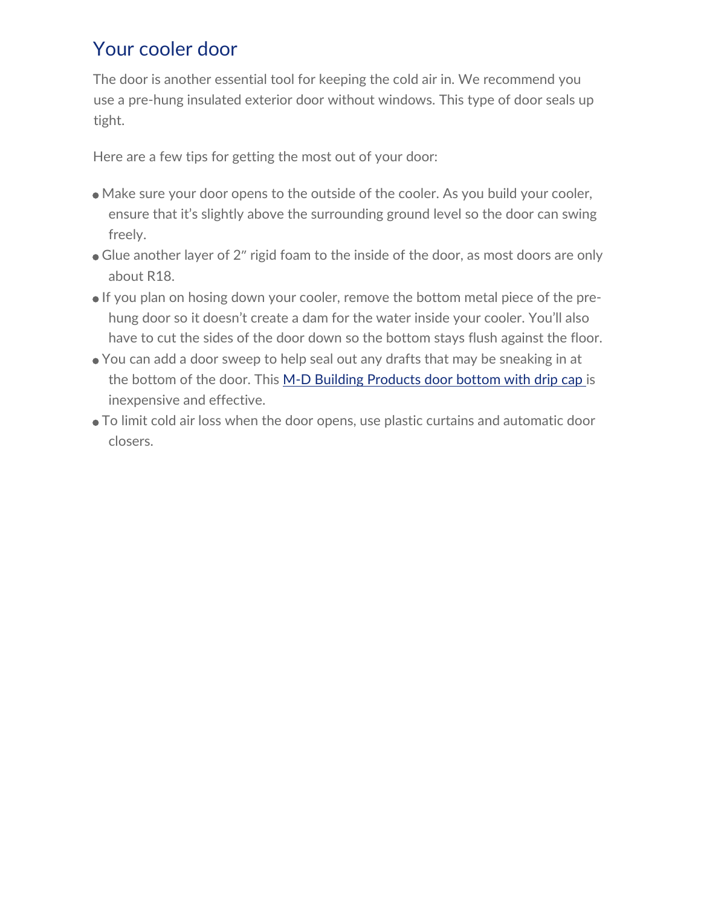## Your cooler door

The door is another essential tool for keeping the cold air in. We recommend you use a pre-hung insulated exterior door without windows. This type of door seals up tight.

Here are a few tips for getting the most out of your door:

- Make sure your door opens to the outside of the cooler. As you build your cooler, ensure that it's slightly above the surrounding ground level so the door can swing freely.
- Glue another layer of 2″ rigid foam to the inside of the door, as most doors are only about R18.
- If you plan on hosing down your cooler, remove the bottom metal piece of the pre-hung door so it doesn't create a dam for the water inside your cooler. You'll also have to cut the sides of the door down so the bottom stays flush against the floor.
- You can add a door sweep to help seal out any drafts that may be sneaking in at the bottom of the door. This M-D Building Products door bottom with drip cap is inexpensive and effective.
- To limit cold air loss when the door opens, use plastic curtains and automatic door closers.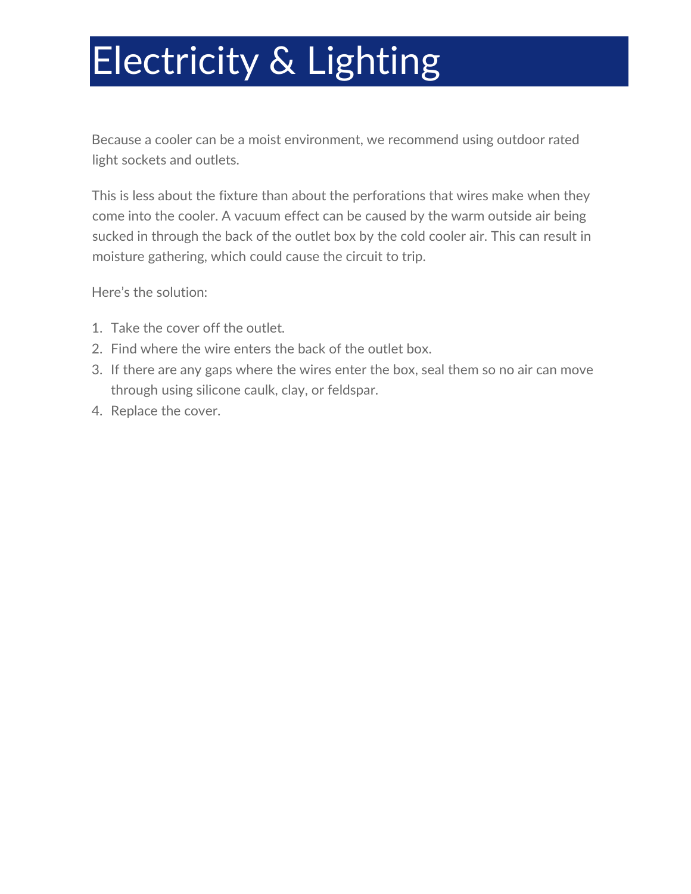# Electricity & Lighting

Because a cooler can be a moist environment, we recommend using outdoor rated light sockets and outlets.

This is less about the fixture than about the perforations that wires make when they come into the cooler. A vacuum effect can be caused by the warm outside air being sucked in through the back of the outlet box by the cold cooler air. This can result in moisture gathering, which could cause the circuit to trip.

Here's the solution:

1. Take the cover off the outlet.
2. Find where the wire enters the back of the outlet box.
3. If there are any gaps where the wires enter the box, seal them so no air can move through using silicone caulk, clay, or feldspar.
4. Replace the cover.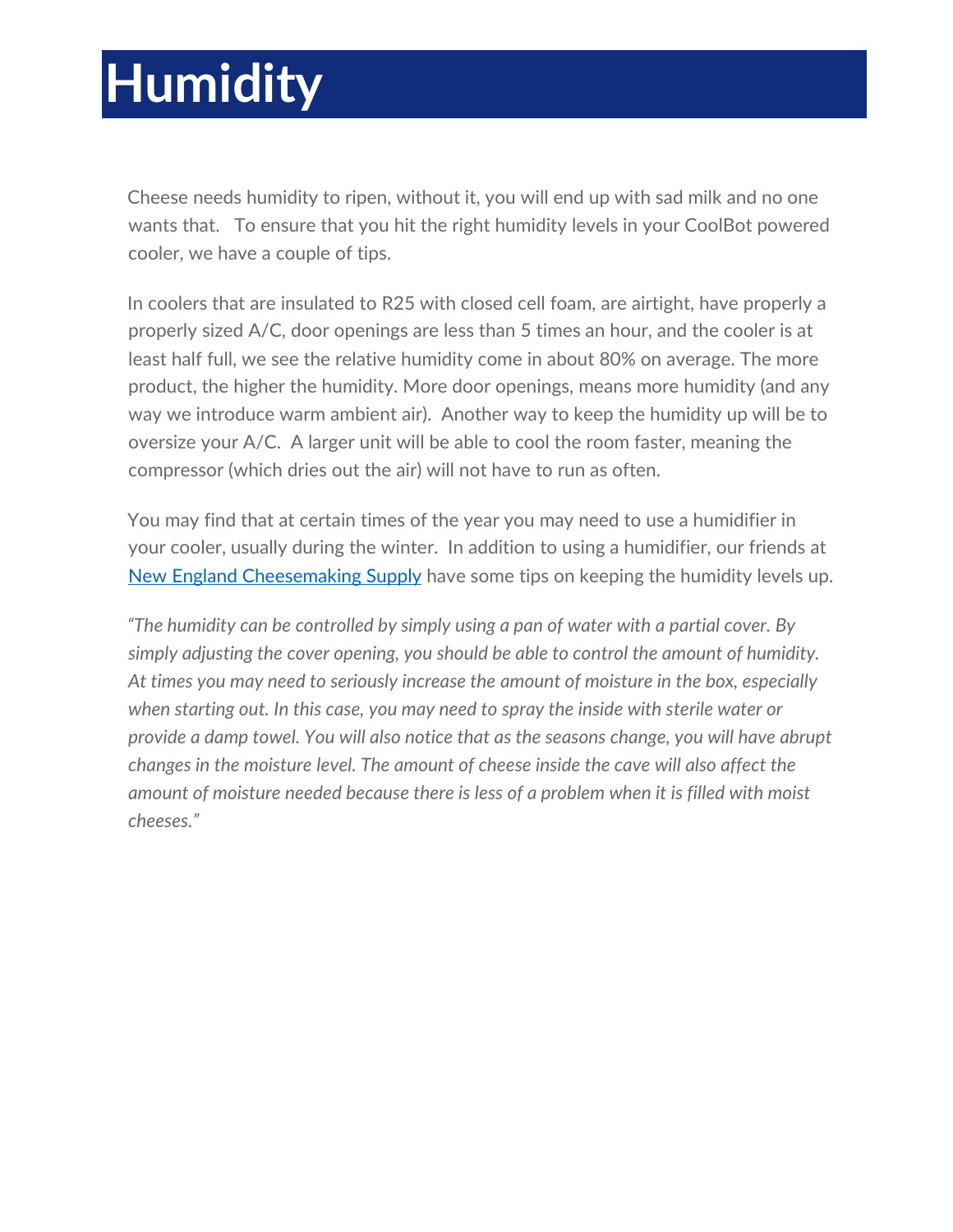# Humidity

Cheese needs humidity to ripen, without it, you will end up with sad milk and no one wants that. To ensure that you hit the right humidity levels in your CoolBot powered cooler, we have a couple of tips.

In coolers that are insulated to R25 with closed cell foam, are airtight, have properly a properly sized A/C, door openings are less than 5 times an hour, and the cooler is at least half full, we see the relative humidity come in about 80% on average. The more product, the higher the humidity. More door openings, means more humidity (and any way we introduce warm ambient air). Another way to keep the humidity up will be to oversize your A/C. A larger unit will be able to cool the room faster, meaning the compressor (which dries out the air) will not have to run as often.

You may find that at certain times of the year you may need to use a humidifier in your cooler, usually during the winter. In addition to using a humidifier, our friends at [New England Cheesemaking Supply]() have some tips on keeping the humidity levels up.

*"The humidity can be controlled by simply using a pan of water with a partial cover. By simply adjusting the cover opening, you should be able to control the amount of humidity. At times you may need to seriously increase the amount of moisture in the box, especially when starting out. In this case, you may need to spray the inside with sterile water or provide a damp towel. You will also notice that as the seasons change, you will have abrupt changes in the moisture level. The amount of cheese inside the cave will also affect the amount of moisture needed because there is less of a problem when it is filled with moist cheeses."*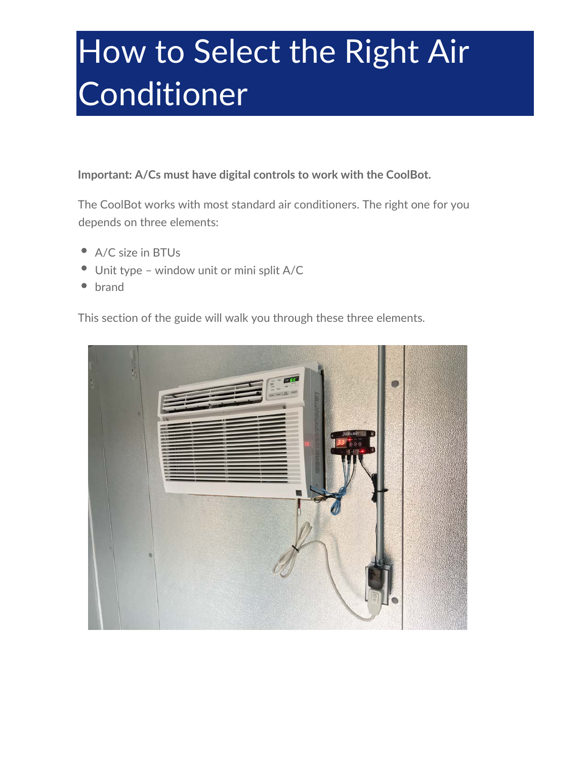# How to Select the Right Air Conditioner

**Important: A/Cs must have digital controls to work with the CoolBot.**

The CoolBot works with most standard air conditioners. The right one for you depends on three elements:

- A/C size in BTUs
- Unit type – window unit or mini split A/C
- brand

This section of the guide will walk you through these three elements.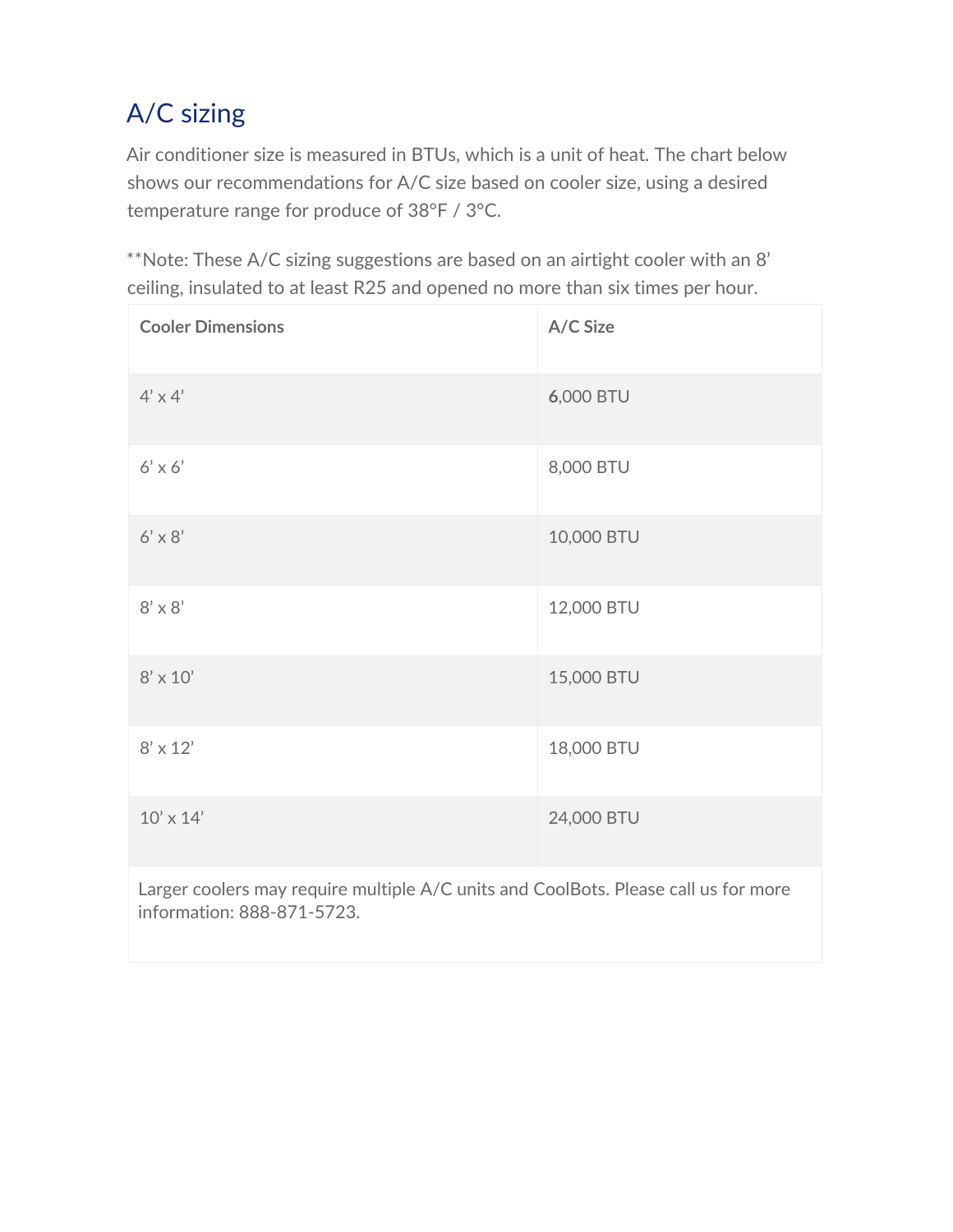## A/C sizing

Air conditioner size is measured in BTUs, which is a unit of heat. The chart below shows our recommendations for A/C size based on cooler size, using a desired temperature range for produce of 38°F / 3°C.

**Note: These A/C sizing suggestions are based on an airtight cooler with an 8' ceiling, insulated to at least R25 and opened no more than six times per hour.

| Cooler Dimensions | A/C Size |
| --- | --- |
| 4' x 4' | **6**,000 BTU |
| 6' x 6' | 8,000 BTU |
| 6' x 8' | 10,000 BTU |
| 8' x 8' | 12,000 BTU |
| 8' x 10' | 15,000 BTU |
| 8' x 12' | 18,000 BTU |
| 10' x 14' | 24,000 BTU |
| Larger coolers may require multiple A/C units and CoolBots. Please call us for more information: 888-871-5723. | |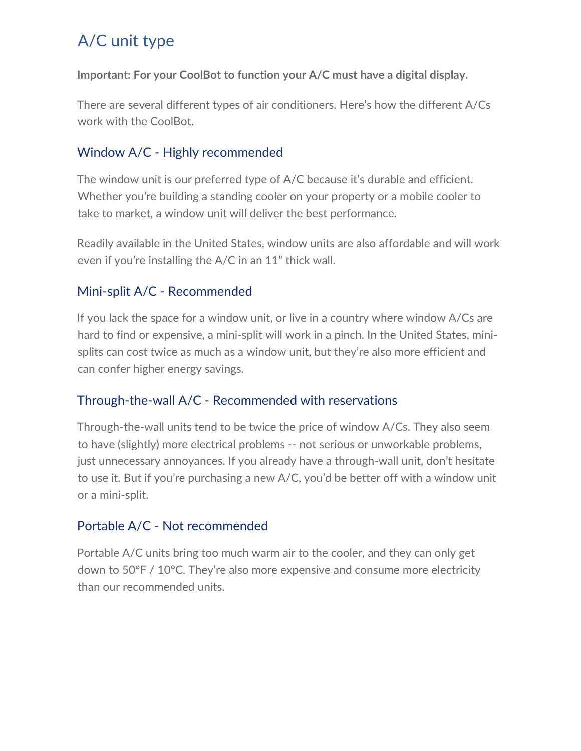## A/C unit type

**Important: For your CoolBot to function your A/C must have a digital display.**

There are several different types of air conditioners. Here's how the different A/Cs work with the CoolBot.

### Window A/C - Highly recommended

The window unit is our preferred type of A/C because it's durable and efficient. Whether you're building a standing cooler on your property or a mobile cooler to take to market, a window unit will deliver the best performance.

Readily available in the United States, window units are also affordable and will work even if you're installing the A/C in an 11" thick wall.

### Mini-split A/C - Recommended

If you lack the space for a window unit, or live in a country where window A/Cs are hard to find or expensive, a mini-split will work in a pinch. In the United States, mini-splits can cost twice as much as a window unit, but they're also more efficient and can confer higher energy savings.

### Through-the-wall A/C - Recommended with reservations

Through-the-wall units tend to be twice the price of window A/Cs. They also seem to have (slightly) more electrical problems -- not serious or unworkable problems, just unnecessary annoyances. If you already have a through-wall unit, don't hesitate to use it. But if you're purchasing a new A/C, you'd be better off with a window unit or a mini-split.

### Portable A/C - Not recommended

Portable A/C units bring too much warm air to the cooler, and they can only get down to 50°F / 10°C. They're also more expensive and consume more electricity than our recommended units.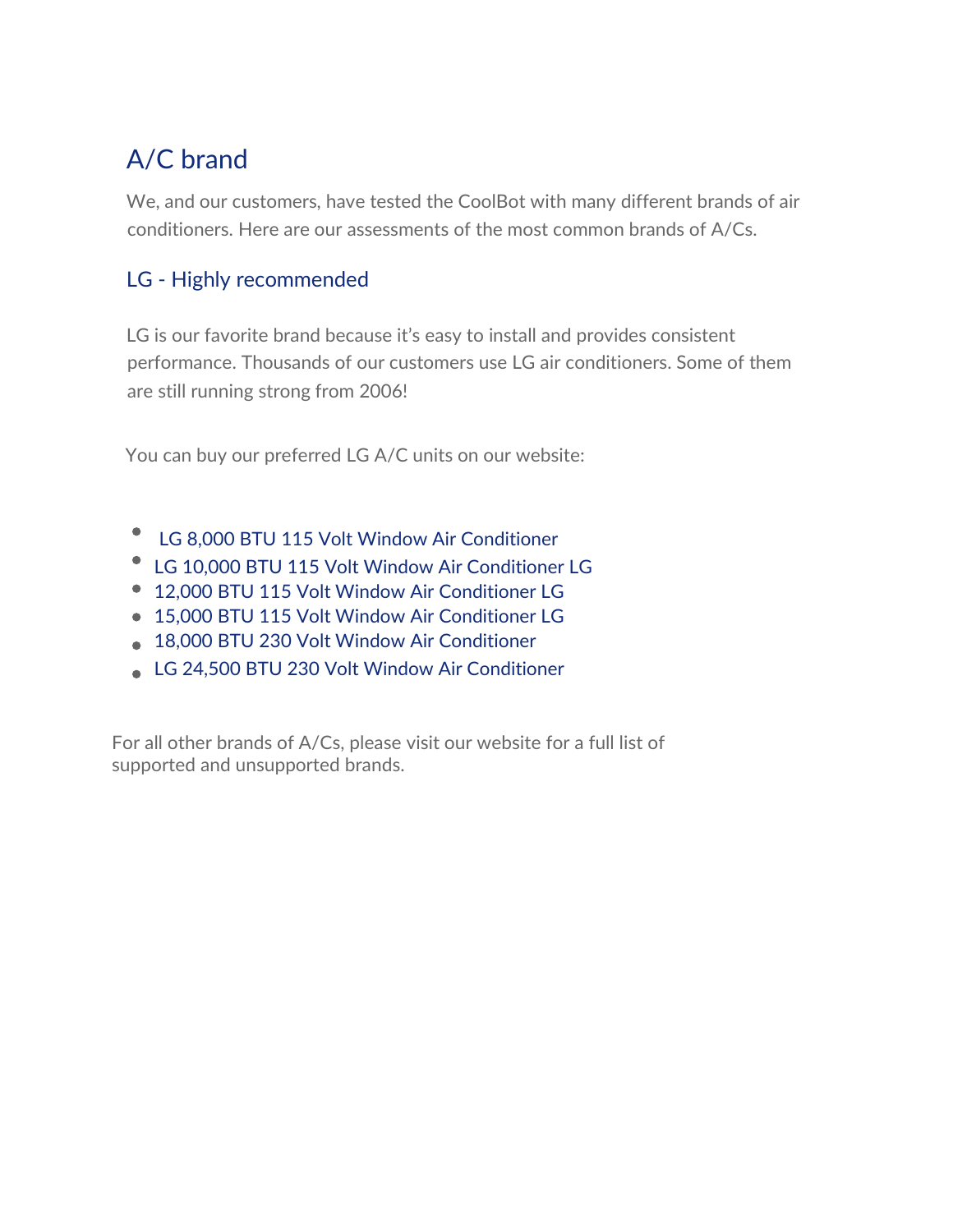## A/C brand

We, and our customers, have tested the CoolBot with many different brands of air conditioners. Here are our assessments of the most common brands of A/Cs.

### LG - Highly recommended

LG is our favorite brand because it's easy to install and provides consistent performance. Thousands of our customers use LG air conditioners. Some of them are still running strong from 2006!

You can buy our preferred LG A/C units on our website:

- LG 8,000 BTU 115 Volt Window Air Conditioner
- LG 10,000 BTU 115 Volt Window Air Conditioner LG
- 12,000 BTU 115 Volt Window Air Conditioner LG
- 15,000 BTU 115 Volt Window Air Conditioner LG
- 18,000 BTU 230 Volt Window Air Conditioner
- LG 24,500 BTU 230 Volt Window Air Conditioner

For all other brands of A/Cs, please visit our website for a full list of supported and unsupported brands.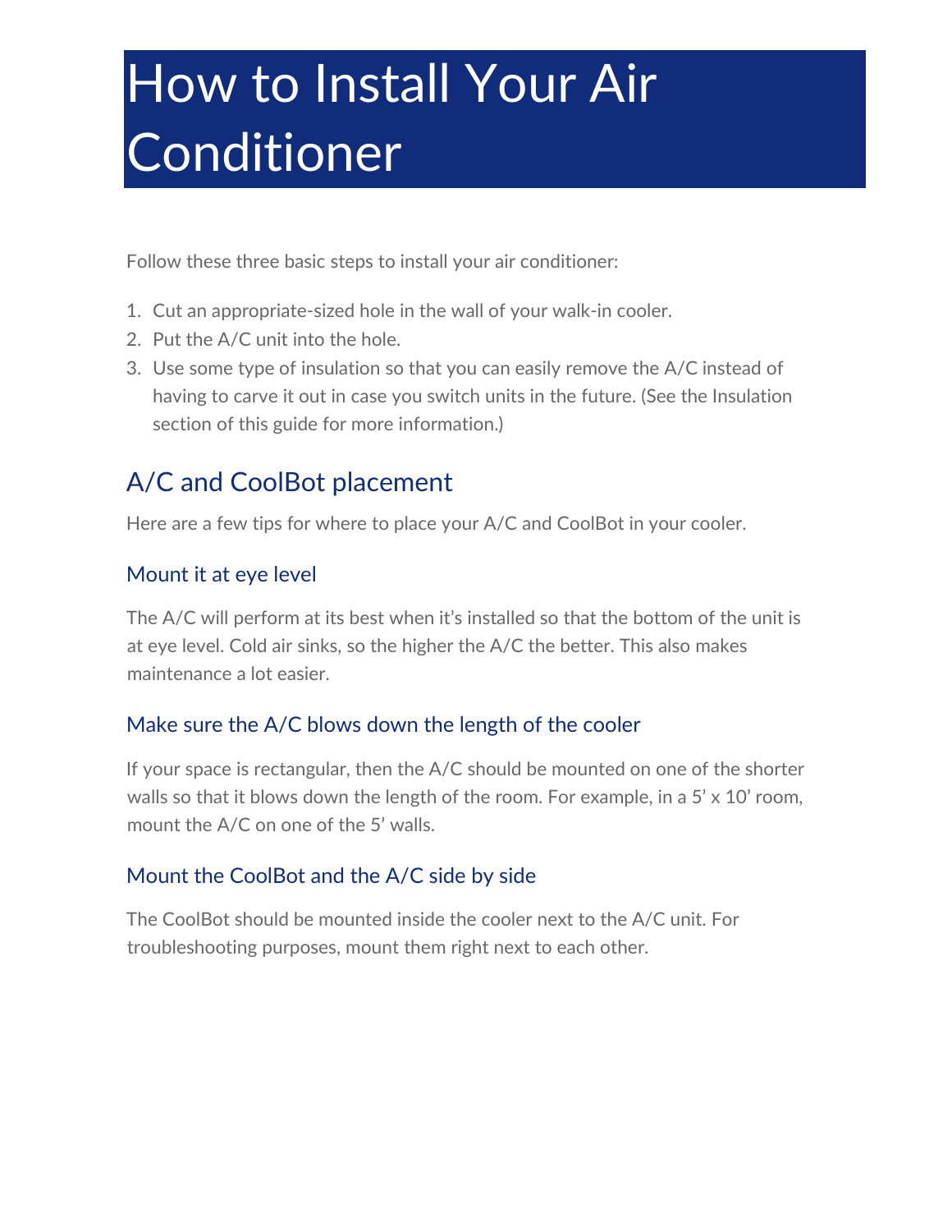# How to Install Your Air Conditioner

Follow these three basic steps to install your air conditioner:

1. Cut an appropriate-sized hole in the wall of your walk-in cooler.
2. Put the A/C unit into the hole.
3. Use some type of insulation so that you can easily remove the A/C instead of having to carve it out in case you switch units in the future. (See the Insulation section of this guide for more information.)

## A/C and CoolBot placement

Here are a few tips for where to place your A/C and CoolBot in your cooler.

### Mount it at eye level

The A/C will perform at its best when it's installed so that the bottom of the unit is at eye level. Cold air sinks, so the higher the A/C the better. This also makes maintenance a lot easier.

### Make sure the A/C blows down the length of the cooler

If your space is rectangular, then the A/C should be mounted on one of the shorter walls so that it blows down the length of the room. For example, in a 5' x 10' room, mount the A/C on one of the 5' walls.

### Mount the CoolBot and the A/C side by side

The CoolBot should be mounted inside the cooler next to the A/C unit. For troubleshooting purposes, mount them right next to each other.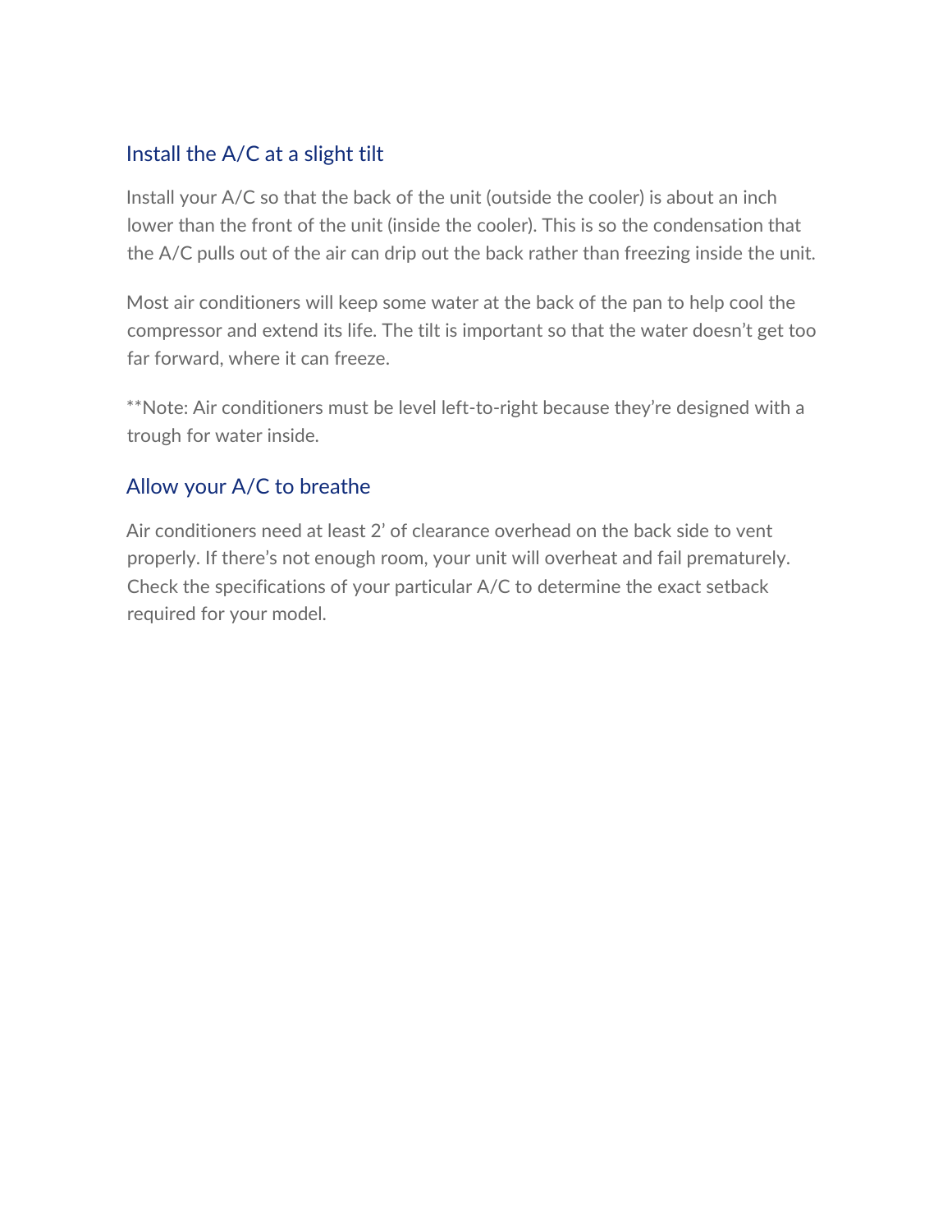## Install the A/C at a slight tilt

Install your A/C so that the back of the unit (outside the cooler) is about an inch lower than the front of the unit (inside the cooler). This is so the condensation that the A/C pulls out of the air can drip out the back rather than freezing inside the unit.

Most air conditioners will keep some water at the back of the pan to help cool the compressor and extend its life. The tilt is important so that the water doesn't get too far forward, where it can freeze.

**Note: Air conditioners must be level left-to-right because they're designed with a trough for water inside.

## Allow your A/C to breathe

Air conditioners need at least 2' of clearance overhead on the back side to vent properly. If there's not enough room, your unit will overheat and fail prematurely. Check the specifications of your particular A/C to determine the exact setback required for your model.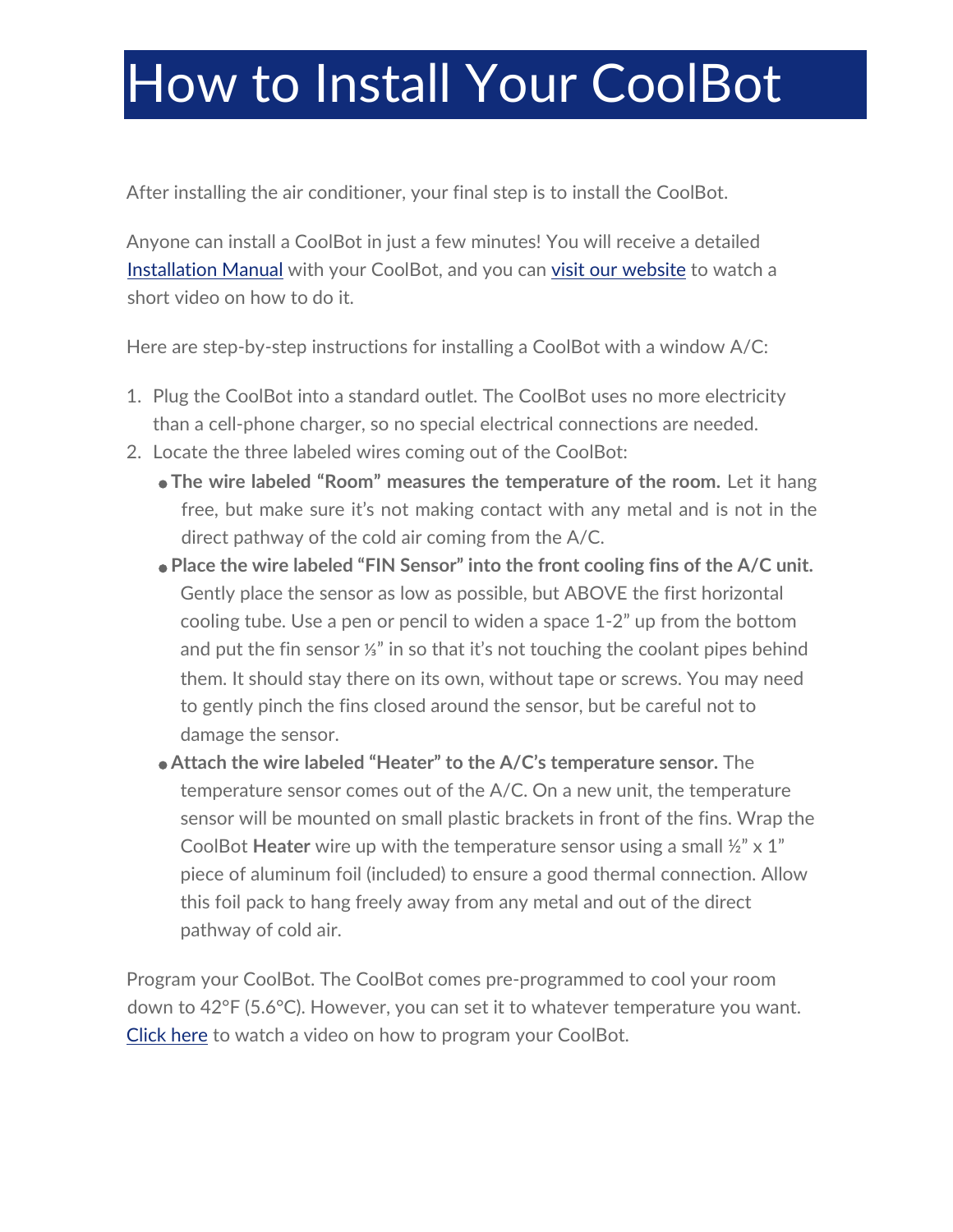# How to Install Your CoolBot

After installing the air conditioner, your final step is to install the CoolBot.

Anyone can install a CoolBot in just a few minutes! You will receive a detailed Installation Manual with your CoolBot, and you can visit our website to watch a short video on how to do it.

Here are step-by-step instructions for installing a CoolBot with a window A/C:

1. Plug the CoolBot into a standard outlet. The CoolBot uses no more electricity than a cell-phone charger, so no special electrical connections are needed.
2. Locate the three labeled wires coming out of the CoolBot:
   - **The wire labeled “Room” measures the temperature of the room.** Let it hang free, but make sure it’s not making contact with any metal and is not in the direct pathway of the cold air coming from the A/C.
   - **Place the wire labeled “FIN Sensor” into the front cooling fins of the A/C unit.** Gently place the sensor as low as possible, but ABOVE the first horizontal cooling tube. Use a pen or pencil to widen a space 1-2” up from the bottom and put the fin sensor ⅓” in so that it’s not touching the coolant pipes behind them. It should stay there on its own, without tape or screws. You may need to gently pinch the fins closed around the sensor, but be careful not to damage the sensor.
   - **Attach the wire labeled “Heater” to the A/C’s temperature sensor.** The temperature sensor comes out of the A/C. On a new unit, the temperature sensor will be mounted on small plastic brackets in front of the fins. Wrap the CoolBot **Heater** wire up with the temperature sensor using a small ½” x 1” piece of aluminum foil (included) to ensure a good thermal connection. Allow this foil pack to hang freely away from any metal and out of the direct pathway of cold air.

Program your CoolBot. The CoolBot comes pre-programmed to cool your room down to 42°F (5.6°C). However, you can set it to whatever temperature you want. Click here to watch a video on how to program your CoolBot.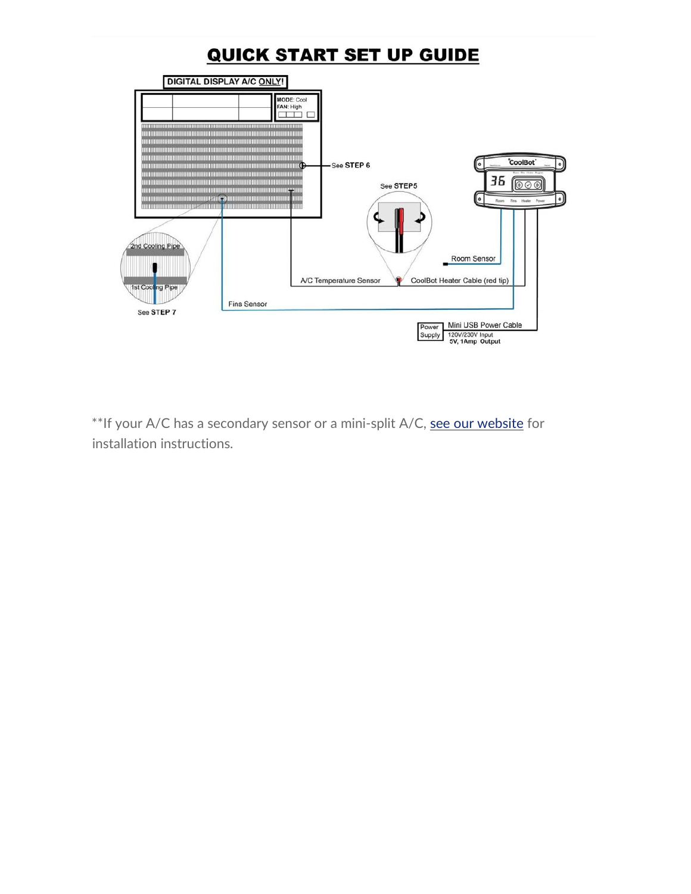# QUICK START SET UP GUIDE

DIGITAL DISPLAY A/C ONLY!

MODE: Cool
FAN: High

See STEP 6

CoolBot
36

Room Fins Heater Power

See STEP5

2nd Cooling Pipe

1st Cooling Pipe

See STEP 7

Room Sensor

A/C Temperature Sensor

CoolBot Heater Cable (red tip)

Fins Sensor

Power Supply

Mini USB Power Cable
120V/230V Input
5V, 1Amp Output

**If your A/C has a secondary sensor or a mini-split A/C, see our website for installation instructions.